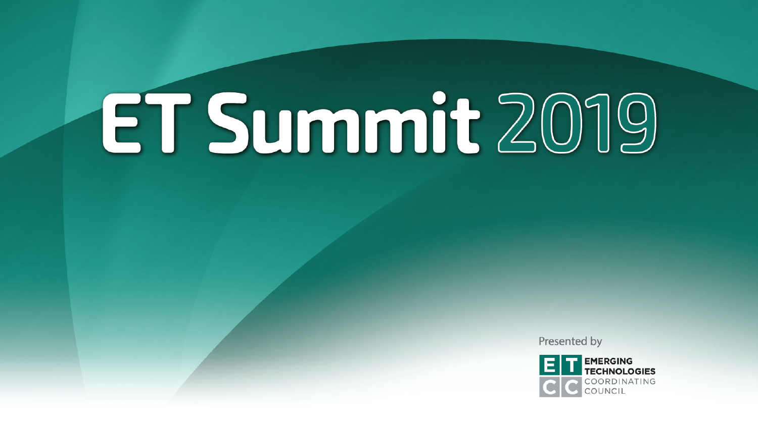# ET Summit 2019

Presented by

EMERGING TECHNOLOGIES COORDINATING COUNCIL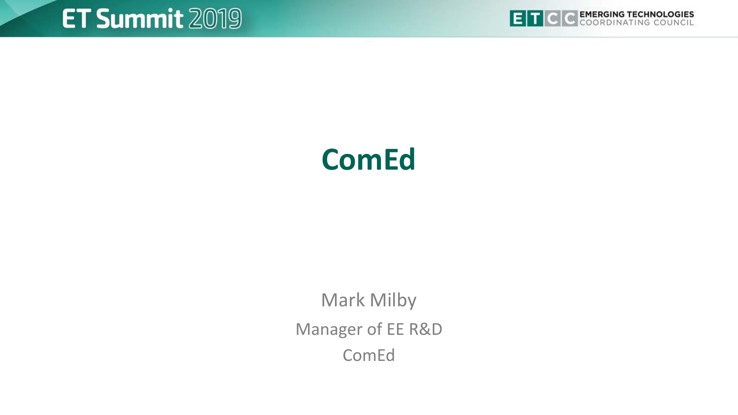# ComEd

Mark Milby

Manager of EE R&D

ComEd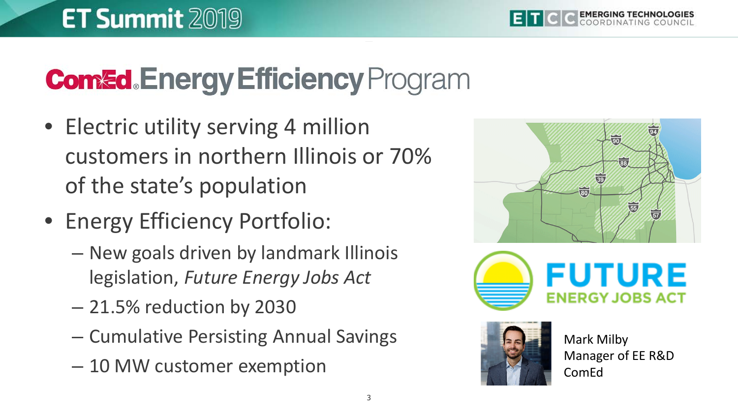# ComEd Energy Efficiency Program

- Electric utility serving 4 million customers in northern Illinois or 70% of the state's population
- Energy Efficiency Portfolio:
  - New goals driven by landmark Illinois legislation, *Future Energy Jobs Act*
  - 21.5% reduction by 2030
  - Cumulative Persisting Annual Savings
  - 10 MW customer exemption

FUTURE ENERGY JOBS ACT

Mark Milby
Manager of EE R&D
ComEd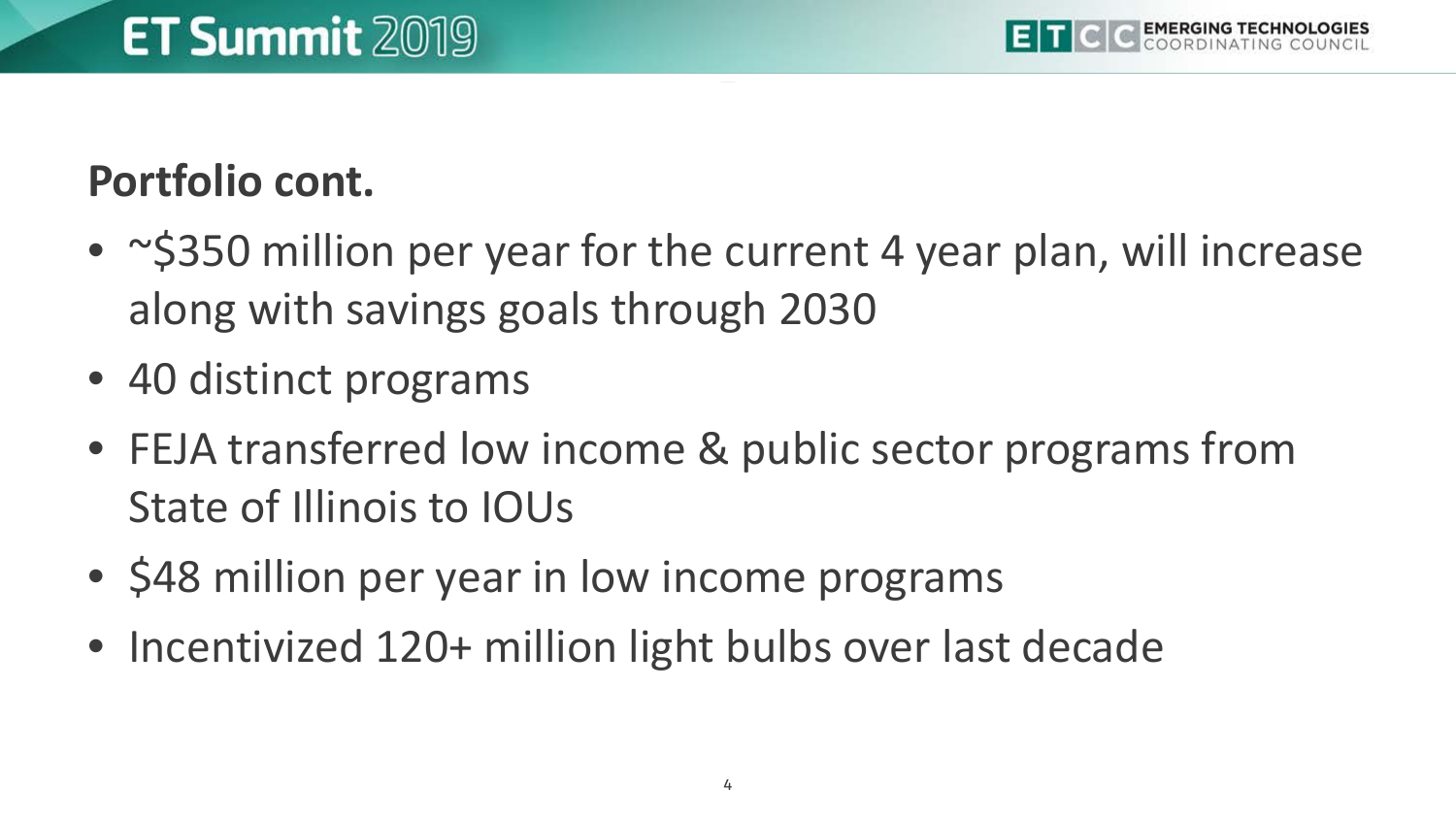## Portfolio cont.

- ~$350 million per year for the current 4 year plan, will increase along with savings goals through 2030
- 40 distinct programs
- FEJA transferred low income & public sector programs from State of Illinois to IOUs
- $48 million per year in low income programs
- Incentivized 120+ million light bulbs over last decade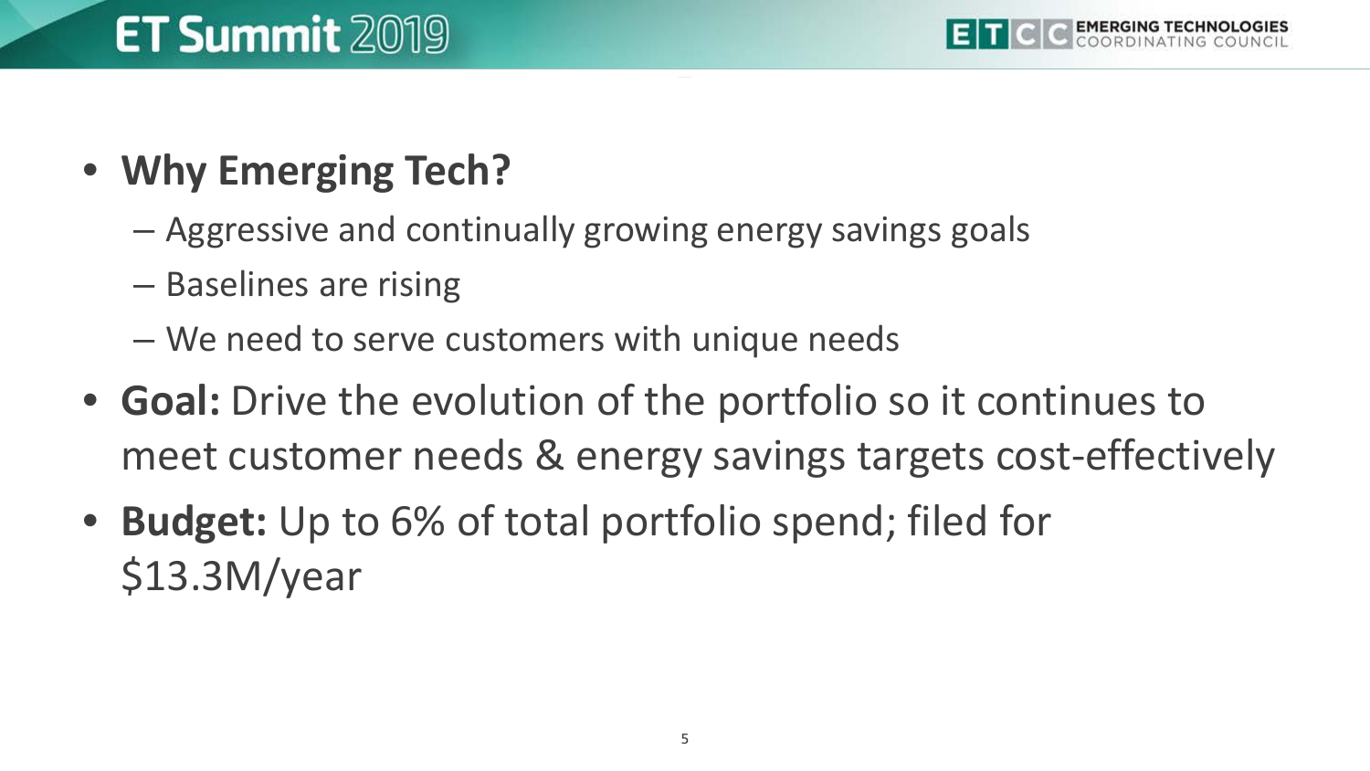- **Why Emerging Tech?**
  - Aggressive and continually growing energy savings goals
  - Baselines are rising
  - We need to serve customers with unique needs
- **Goal:** Drive the evolution of the portfolio so it continues to meet customer needs & energy savings targets cost-effectively
- **Budget:** Up to 6% of total portfolio spend; filed for $13.3M/year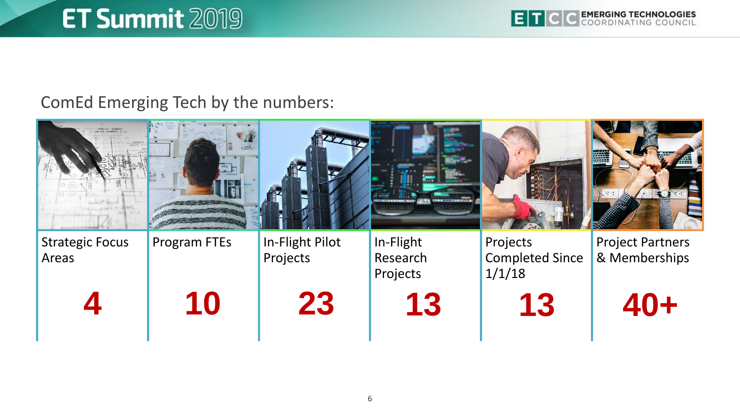ComEd Emerging Tech by the numbers:

| Strategic Focus Areas | Program FTEs | In-Flight Pilot Projects | In-Flight Research Projects | Projects Completed Since 1/1/18 | Project Partners & Memberships |
|---|---|---|---|---|---|
| **4** | **10** | **23** | **13** | **13** | **40+** |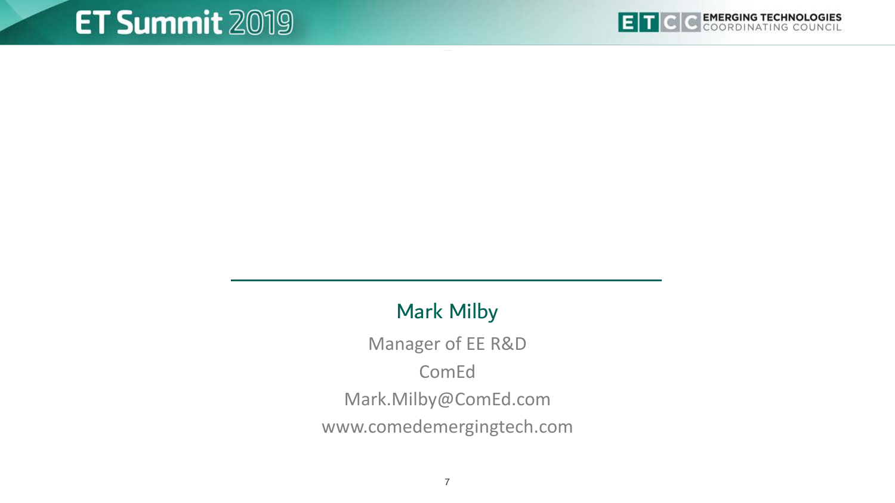**Mark Milby**

Manager of EE R&D

ComEd

Mark.Milby@ComEd.com

www.comedemergingtech.com